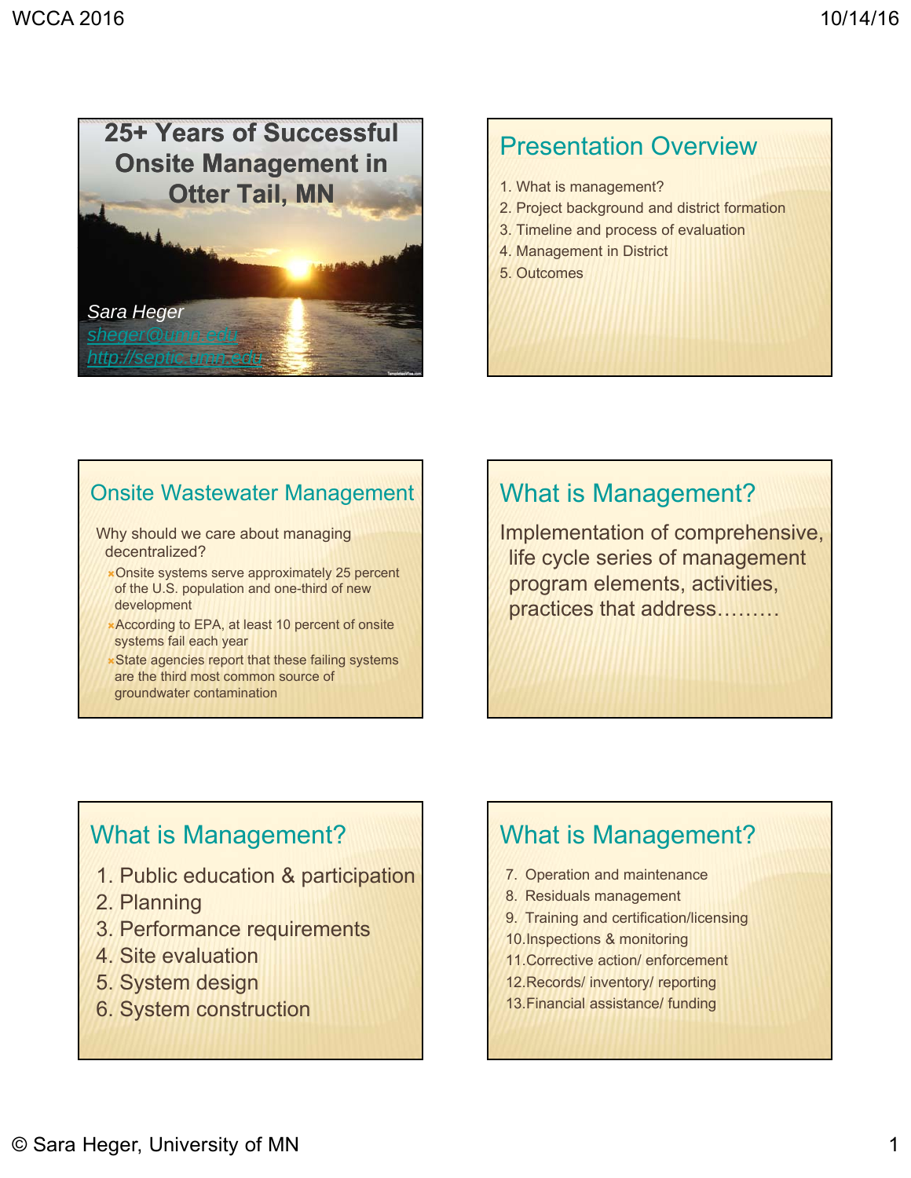# 25+ Years of Successful Onsite Management in Otter Tail, MN

*Sara Heger*
*sheger@umn.edu*
*http://septic.umn.edu*

## Presentation Overview

1. What is management?
2. Project background and district formation
3. Timeline and process of evaluation
4. Management in District
5. Outcomes

## Onsite Wastewater Management

Why should we care about managing decentralized?

- Onsite systems serve approximately 25 percent of the U.S. population and one-third of new development
- According to EPA, at least 10 percent of onsite systems fail each year
- State agencies report that these failing systems are the third most common source of groundwater contamination

## What is Management?

Implementation of comprehensive, life cycle series of management program elements, activities, practices that address………

## What is Management?

1. Public education & participation
2. Planning
3. Performance requirements
4. Site evaluation
5. System design
6. System construction

## What is Management?

7. Operation and maintenance
8. Residuals management
9. Training and certification/licensing
10. Inspections & monitoring
11. Corrective action/ enforcement
12. Records/ inventory/ reporting
13. Financial assistance/ funding

© Sara Heger, University of MN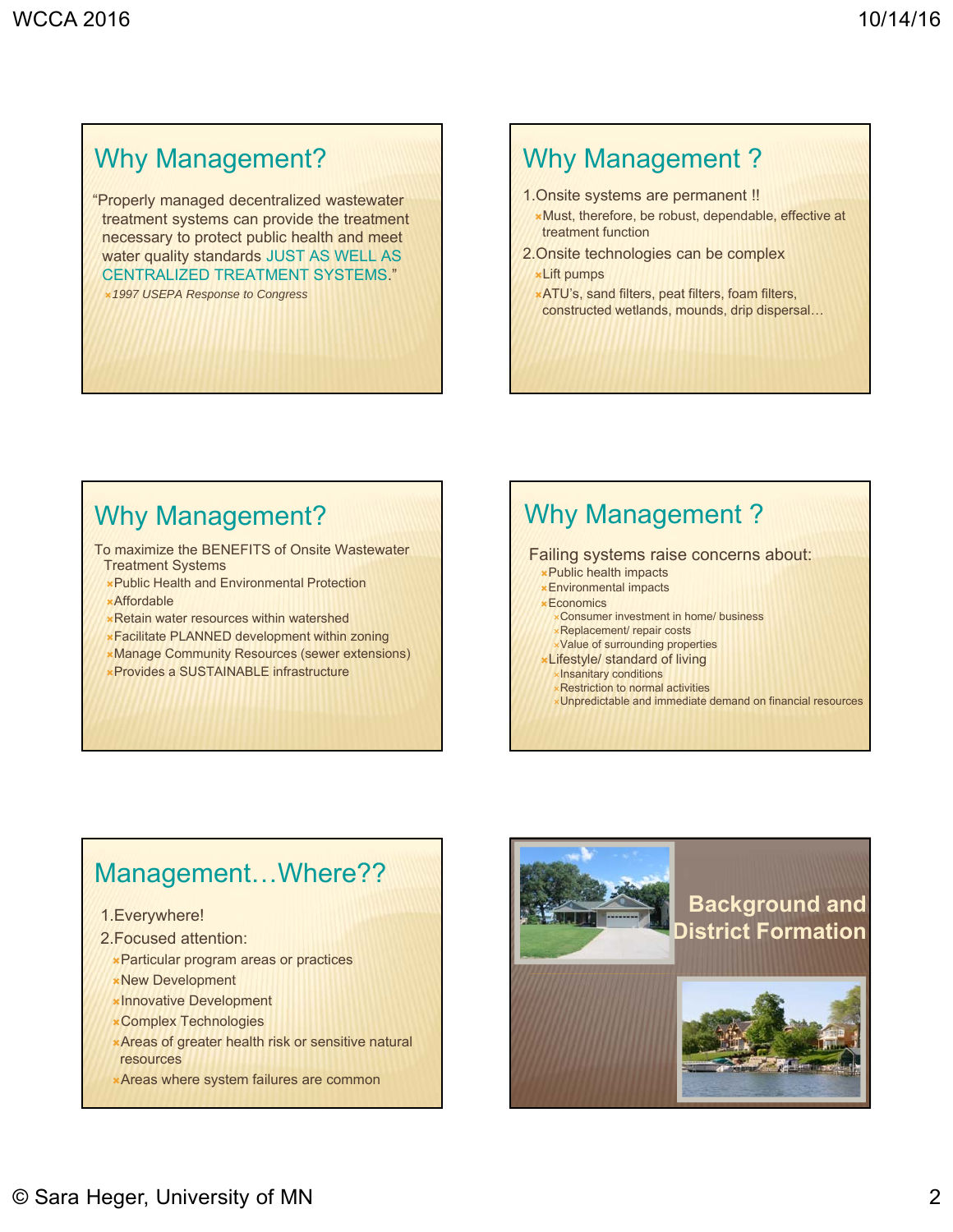## Why Management?

"Properly managed decentralized wastewater treatment systems can provide the treatment necessary to protect public health and meet water quality standards JUST AS WELL AS CENTRALIZED TREATMENT SYSTEMS."

- *1997 USEPA Response to Congress*

## Why Management ?

1. Onsite systems are permanent !!
   - Must, therefore, be robust, dependable, effective at treatment function
2. Onsite technologies can be complex
   - Lift pumps
   - ATU's, sand filters, peat filters, foam filters, constructed wetlands, mounds, drip dispersal…

## Why Management?

To maximize the BENEFITS of Onsite Wastewater Treatment Systems

- Public Health and Environmental Protection
- Affordable
- Retain water resources within watershed
- Facilitate PLANNED development within zoning
- Manage Community Resources (sewer extensions)
- Provides a SUSTAINABLE infrastructure

## Why Management ?

Failing systems raise concerns about:

- Public health impacts
- Environmental impacts
- Economics
  - Consumer investment in home/ business
  - Replacement/ repair costs
  - Value of surrounding properties
- Lifestyle/ standard of living
  - Insanitary conditions
  - Restriction to normal activities
  - Unpredictable and immediate demand on financial resources

## Management…Where??

1. Everywhere!
2. Focused attention:
   - Particular program areas or practices
   - New Development
   - Innovative Development
   - Complex Technologies
   - Areas of greater health risk or sensitive natural resources
   - Areas where system failures are common

## Background and District Formation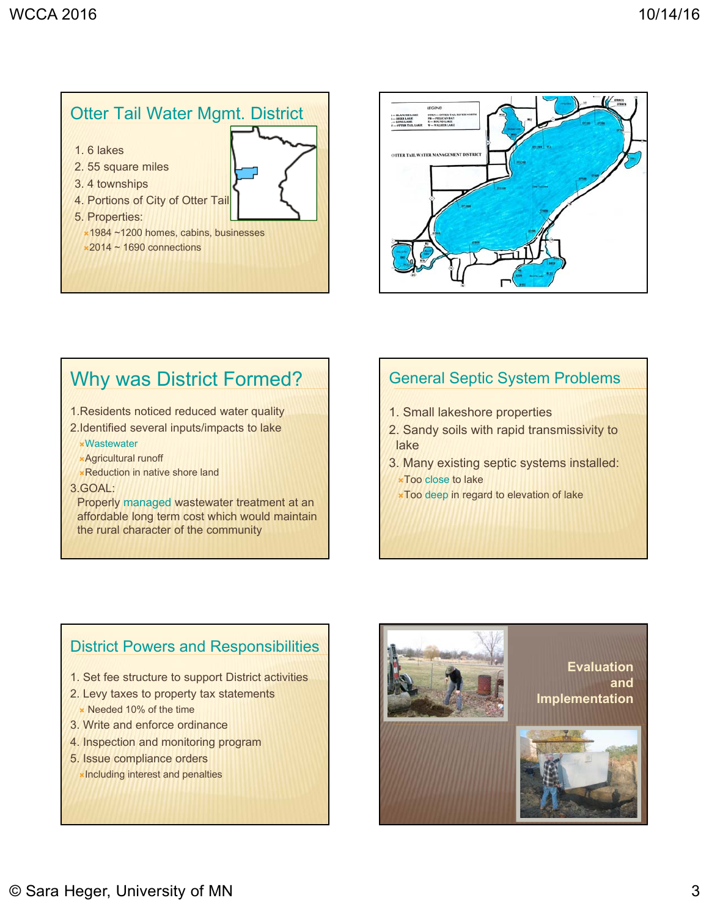## Otter Tail Water Mgmt. District

1. 6 lakes
2. 55 square miles
3. 4 townships
4. Portions of City of Otter Tail
5. Properties:
   - 1984 ~1200 homes, cabins, businesses
   - 2014 ~ 1690 connections

## Why was District Formed?

1. Residents noticed reduced water quality
2. Identified several inputs/impacts to lake
   - Wastewater
   - Agricultural runoff
   - Reduction in native shore land
3. GOAL:
   Properly managed wastewater treatment at an affordable long term cost which would maintain the rural character of the community

## General Septic System Problems

1. Small lakeshore properties
2. Sandy soils with rapid transmissivity to lake
3. Many existing septic systems installed:
   - Too close to lake
   - Too deep in regard to elevation of lake

## District Powers and Responsibilities

1. Set fee structure to support District activities
2. Levy taxes to property tax statements
   - Needed 10% of the time
3. Write and enforce ordinance
4. Inspection and monitoring program
5. Issue compliance orders
   - Including interest and penalties

## Evaluation and Implementation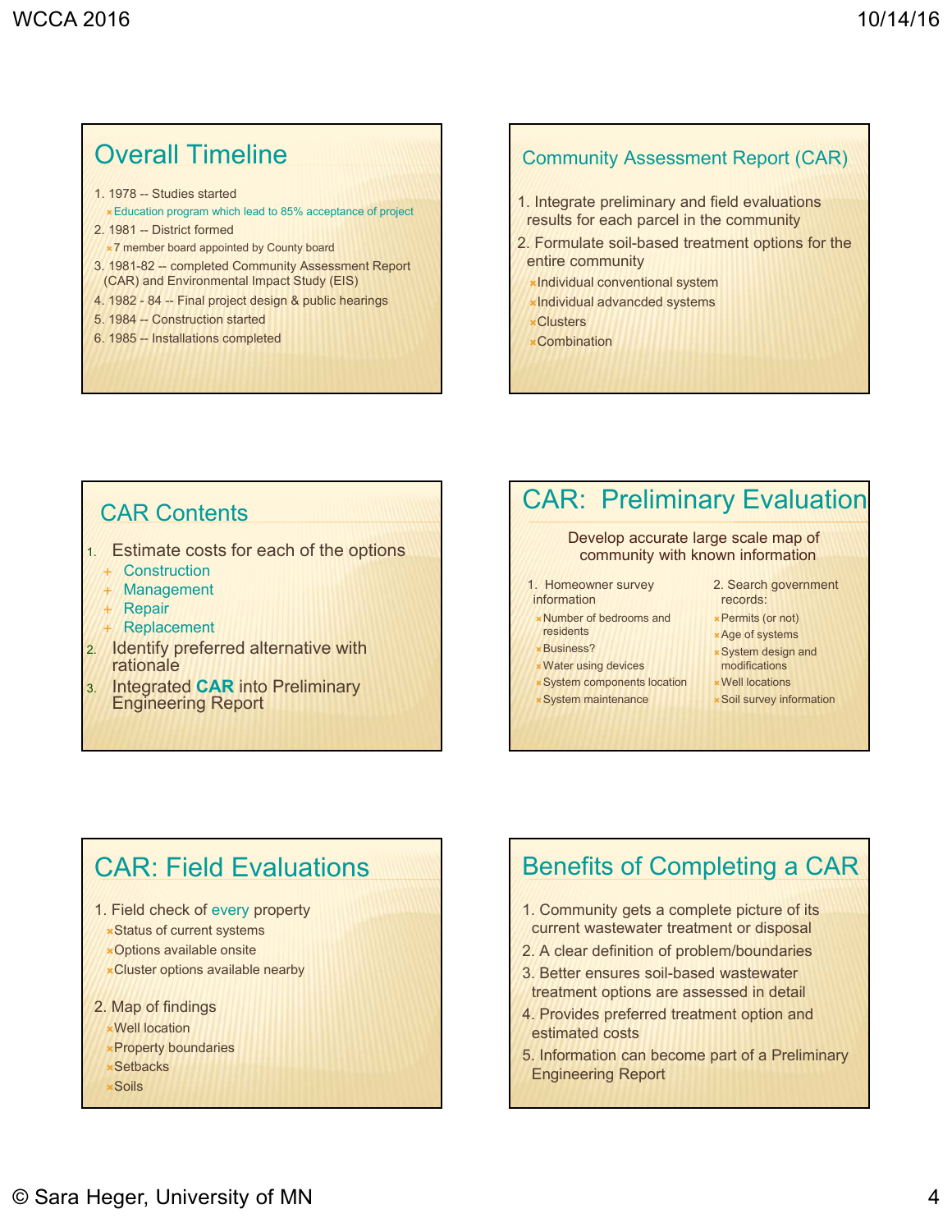## Overall Timeline

1. 1978 -- Studies started
   - Education program which lead to 85% acceptance of project
2. 1981 -- District formed
   - 7 member board appointed by County board
3. 1981-82 -- completed Community Assessment Report (CAR) and Environmental Impact Study (EIS)
4. 1982 - 84 -- Final project design & public hearings
5. 1984 -- Construction started
6. 1985 -- Installations completed

## Community Assessment Report (CAR)

1. Integrate preliminary and field evaluations results for each parcel in the community
2. Formulate soil-based treatment options for the entire community
   - Individual conventional system
   - Individual advancded systems
   - Clusters
   - Combination

## CAR Contents

1. Estimate costs for each of the options
   - Construction
   - Management
   - Repair
   - Replacement
2. Identify preferred alternative with rationale
3. Integrated **CAR** into Preliminary Engineering Report

## CAR: Preliminary Evaluation

Develop accurate large scale map of community with known information

1. Homeowner survey information
   - Number of bedrooms and residents
   - Business?
   - Water using devices
   - System components location
   - System maintenance
2. Search government records:
   - Permits (or not)
   - Age of systems
   - System design and modifications
   - Well locations
   - Soil survey information

## CAR: Field Evaluations

1. Field check of every property
   - Status of current systems
   - Options available onsite
   - Cluster options available nearby
2. Map of findings
   - Well location
   - Property boundaries
   - Setbacks
   - Soils

## Benefits of Completing a CAR

1. Community gets a complete picture of its current wastewater treatment or disposal
2. A clear definition of problem/boundaries
3. Better ensures soil-based wastewater treatment options are assessed in detail
4. Provides preferred treatment option and estimated costs
5. Information can become part of a Preliminary Engineering Report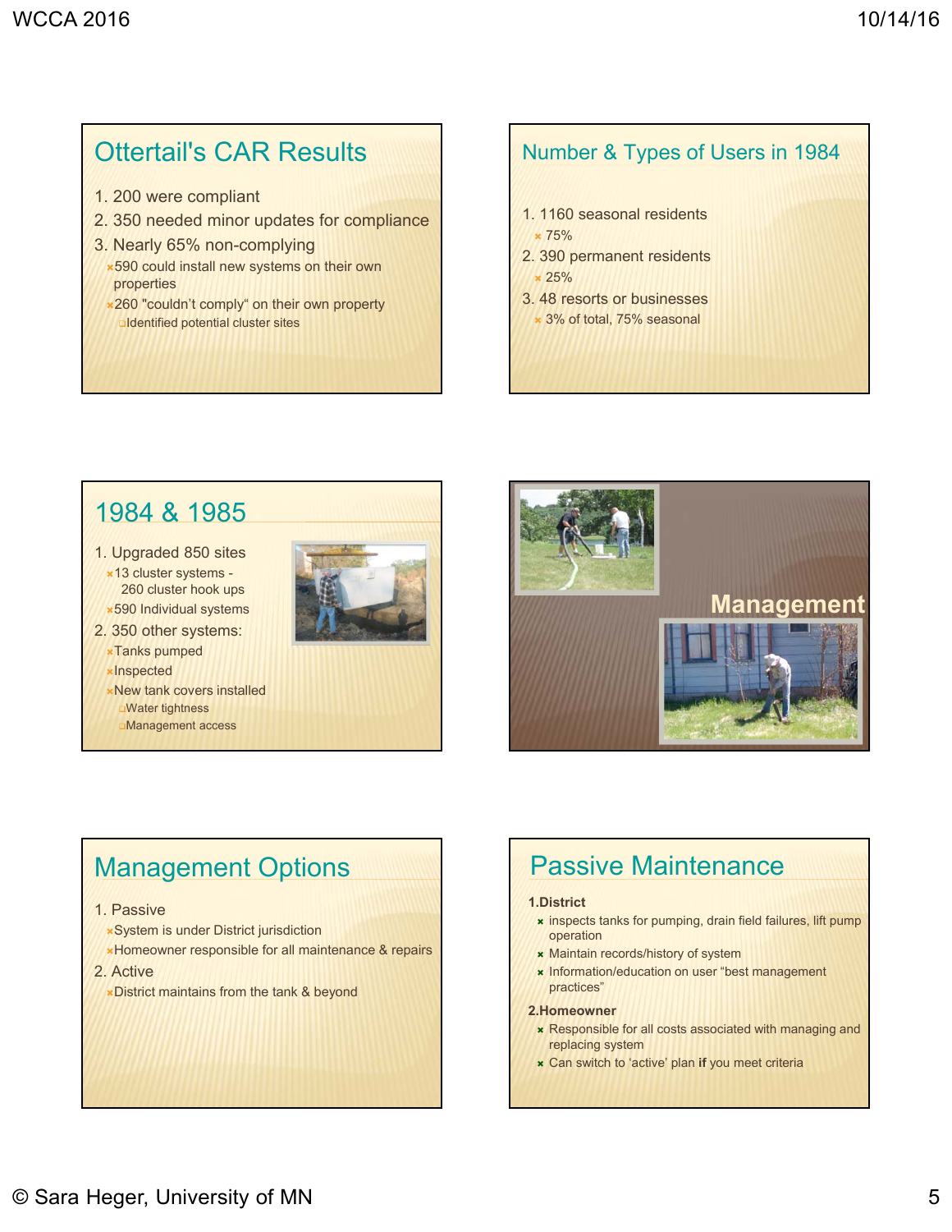## Ottertail's CAR Results

1. 200 were compliant
2. 350 needed minor updates for compliance
3. Nearly 65% non-complying
   - 590 could install new systems on their own properties
   - 260 "couldn't comply" on their own property
     - Identified potential cluster sites

## Number & Types of Users in 1984

1. 1160 seasonal residents
   - 75%
2. 390 permanent residents
   - 25%
3. 48 resorts or businesses
   - 3% of total, 75% seasonal

## 1984 & 1985

1. Upgraded 850 sites
   - 13 cluster systems - 260 cluster hook ups
   - 590 Individual systems
2. 350 other systems:
   - Tanks pumped
   - Inspected
   - New tank covers installed
     - Water tightness
     - Management access

## Management

## Management Options

1. Passive
   - System is under District jurisdiction
   - Homeowner responsible for all maintenance & repairs
2. Active
   - District maintains from the tank & beyond

## Passive Maintenance

**1.District**

- inspects tanks for pumping, drain field failures, lift pump operation
- Maintain records/history of system
- Information/education on user "best management practices"

**2.Homeowner**

- Responsible for all costs associated with managing and replacing system
- Can switch to 'active' plan **if** you meet criteria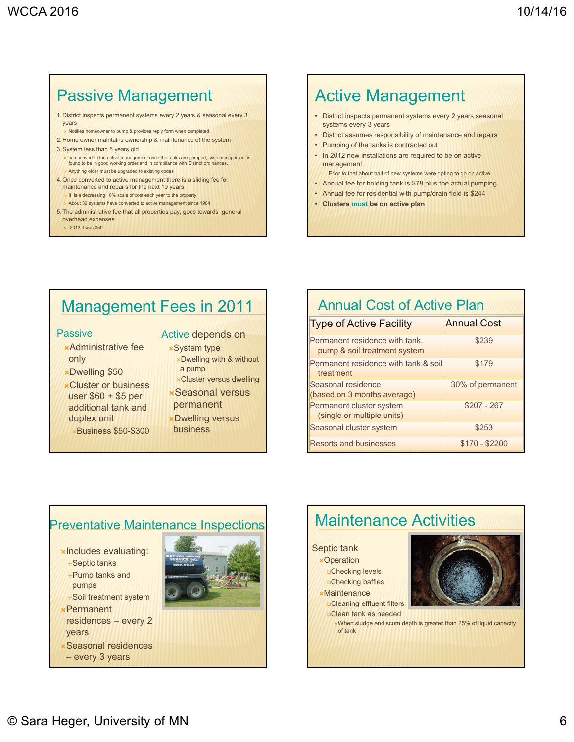## Passive Management

1. District inspects permanent systems every 2 years & seasonal every 3 years
   - Notifies homeowner to pump & provides reply form when completed
2. Home owner maintains ownership & maintenance of the system
3. System less than 5 years old
   - can convert to the active management once the tanks are pumped, system inspected, is found to be in good working order and in compliance with District ordinances.
   - Anything older must be upgraded to existing codes
4. Once converted to active management there is a sliding fee for maintenance and repairs for the next 10 years.
   - It is a decreasing 10% scale of cost each year to the property
   - About 30 systems have converted to active management since 1984
5. The administrative fee that all properties pay, goes towards general overhead expenses
   - 2013 it was $50

## Active Management

- District inspects permanent systems every 2 years seasonal systems every 3 years
- District assumes responsibility of maintenance and repairs
- Pumping of the tanks is contracted out
- In 2012 new installations are required to be on active management
  - Prior to that about half of new systems were opting to go on active
- Annual fee for holding tank is $78 plus the actual pumping
- Annual fee for residential with pump/drain field is $244
- **Clusters must be on active plan**

## Management Fees in 2011

**Passive**
- Administrative fee only
- Dwelling $50
- Cluster or business user $60 + $5 per additional tank and duplex unit
  - Business $50-$300

**Active depends on**
- System type
  - Dwelling with & without a pump
  - Cluster versus dwelling
- Seasonal versus permanent
- Dwelling versus business

## Annual Cost of Active Plan

| Type of Active Facility | Annual Cost |
|---|---|
| Permanent residence with tank, pump & soil treatment system | $239 |
| Permanent residence with tank & soil treatment | $179 |
| Seasonal residence (based on 3 months average) | 30% of permanent |
| Permanent cluster system (single or multiple units) | $207 - 267 |
| Seasonal cluster system | $253 |
| Resorts and businesses | $170 - $2200 |

## Preventative Maintenance Inspections

- Includes evaluating:
  - Septic tanks
  - Pump tanks and pumps
  - Soil treatment system
- Permanent residences – every 2 years
- Seasonal residences – every 3 years

## Maintenance Activities

Septic tank
- Operation
  - Checking levels
  - Checking baffles
- Maintenance
  - Cleaning effluent filters
  - Clean tank as needed
    - When sludge and scum depth is greater than 25% of liquid capacity of tank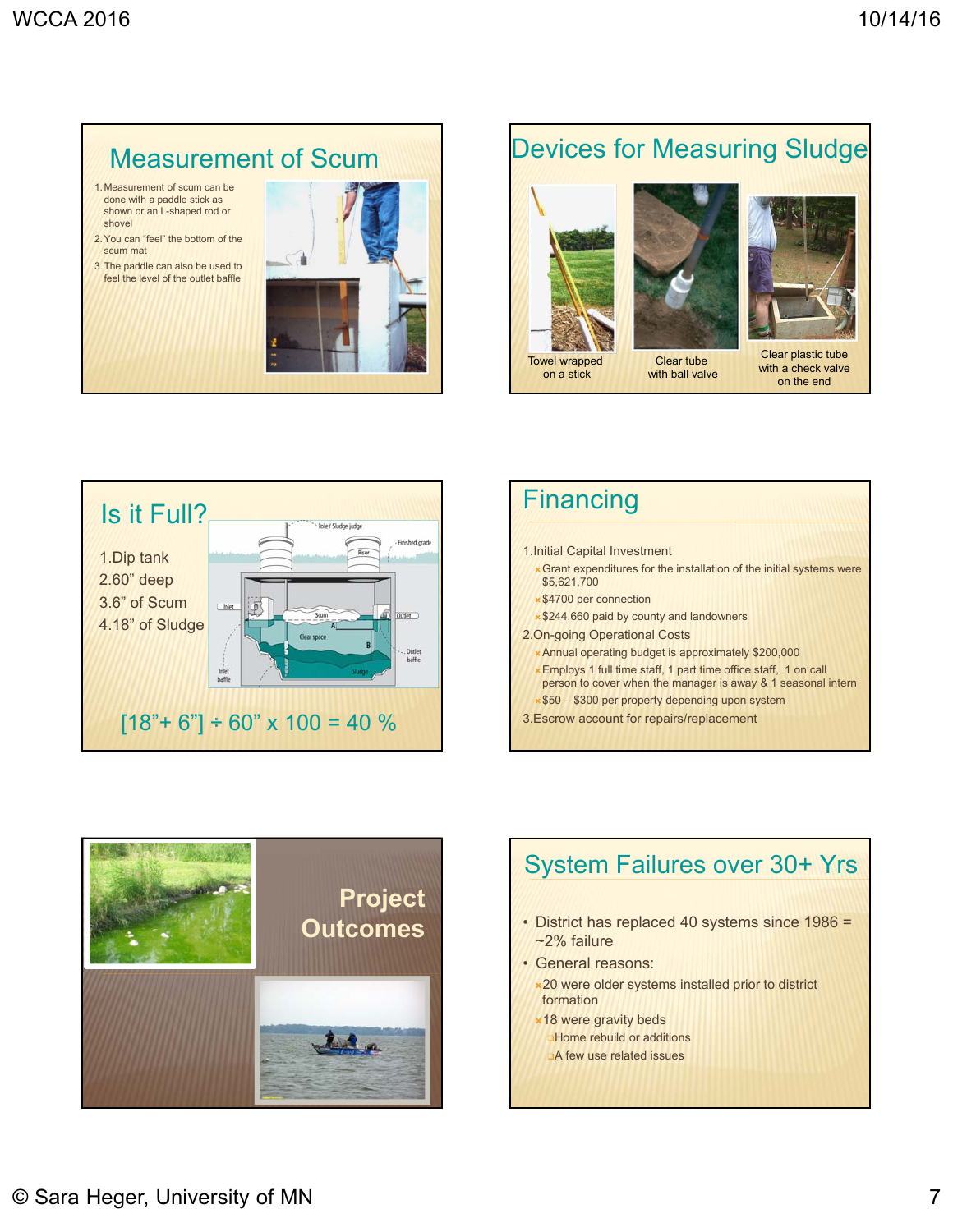## Measurement of Scum

1. Measurement of scum can be done with a paddle stick as shown or an L-shaped rod or shovel
2. You can "feel" the bottom of the scum mat
3. The paddle can also be used to feel the level of the outlet baffle

## Devices for Measuring Sludge

Towel wrapped on a stick

Clear tube with ball valve

Clear plastic tube with a check valve on the end

## Is it Full?

1. Dip tank
2. 60" deep
3. 6" of Scum
4. 18" of Sludge

[18"+ 6"] ÷ 60" x 100 = 40 %

## Financing

1. Initial Capital Investment
   - Grant expenditures for the installation of the initial systems were $5,621,700
   - $4700 per connection
   - $244,660 paid by county and landowners
2. On-going Operational Costs
   - Annual operating budget is approximately $200,000
   - Employs 1 full time staff, 1 part time office staff, 1 on call person to cover when the manager is away & 1 seasonal intern
   - $50 – $300 per property depending upon system
3. Escrow account for repairs/replacement

## Project Outcomes

## System Failures over 30+ Yrs

- District has replaced 40 systems since 1986 = ~2% failure
- General reasons:
  - 20 were older systems installed prior to district formation
  - 18 were gravity beds
    - Home rebuild or additions
    - A few use related issues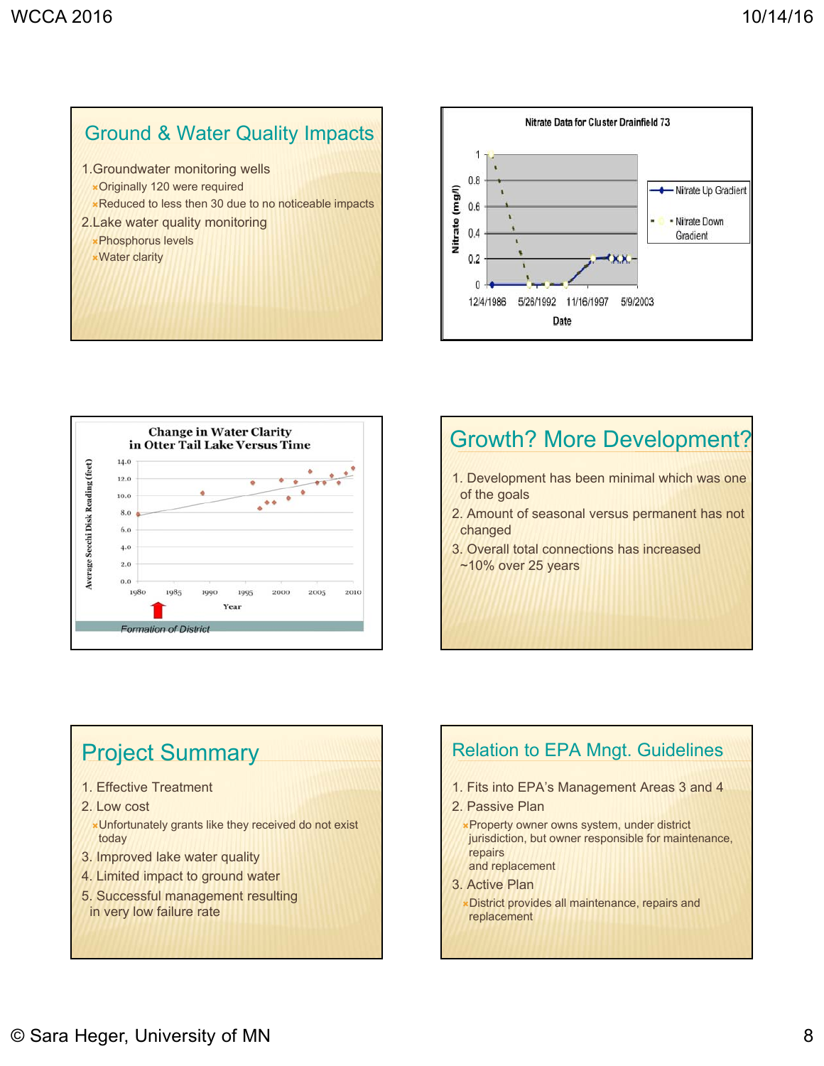## Ground & Water Quality Impacts

1. Groundwater monitoring wells
   - Originally 120 were required
   - Reduced to less then 30 due to no noticeable impacts
2. Lake water quality monitoring
   - Phosphorus levels
   - Water clarity

Nitrate Data for Cluster Drainfield 73

Nitrate (mg/l)

Date

12/4/1986 5/26/1992 11/16/1997 5/9/2003

Nitrate Up Gradient

Nitrate Down Gradient

Change in Water Clarity in Otter Tail Lake Versus Time

Average Secchi Disk Reading (feet)

Year

Formation of District

## Growth? More Development?

1. Development has been minimal which was one of the goals
2. Amount of seasonal versus permanent has not changed
3. Overall total connections has increased ~10% over 25 years

## Project Summary

1. Effective Treatment
2. Low cost
   - Unfortunately grants like they received do not exist today
3. Improved lake water quality
4. Limited impact to ground water
5. Successful management resulting in very low failure rate

## Relation to EPA Mngt. Guidelines

1. Fits into EPA's Management Areas 3 and 4
2. Passive Plan
   - Property owner owns system, under district jurisdiction, but owner responsible for maintenance, repairs and replacement
3. Active Plan
   - District provides all maintenance, repairs and replacement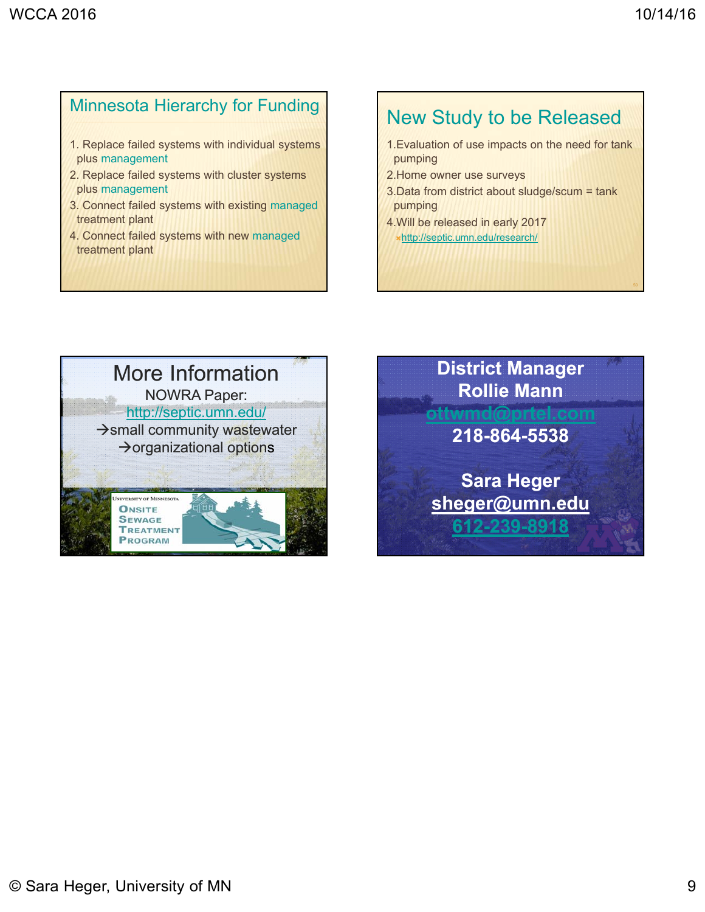## Minnesota Hierarchy for Funding

1. Replace failed systems with individual systems plus management
2. Replace failed systems with cluster systems plus management
3. Connect failed systems with existing managed treatment plant
4. Connect failed systems with new managed treatment plant

## New Study to be Released

1. Evaluation of use impacts on the need for tank pumping
2. Home owner use surveys
3. Data from district about sludge/scum = tank pumping
4. Will be released in early 2017
   - http://septic.umn.edu/research/

## More Information

NOWRA Paper:
http://septic.umn.edu/
→small community wastewater
→organizational options

University of Minnesota Onsite Sewage Treatment Program

**District Manager**
**Rollie Mann**
**ottwmd@prtel.com**
**218-864-5538**

**Sara Heger**
**sheger@umn.edu**
**612-239-8918**